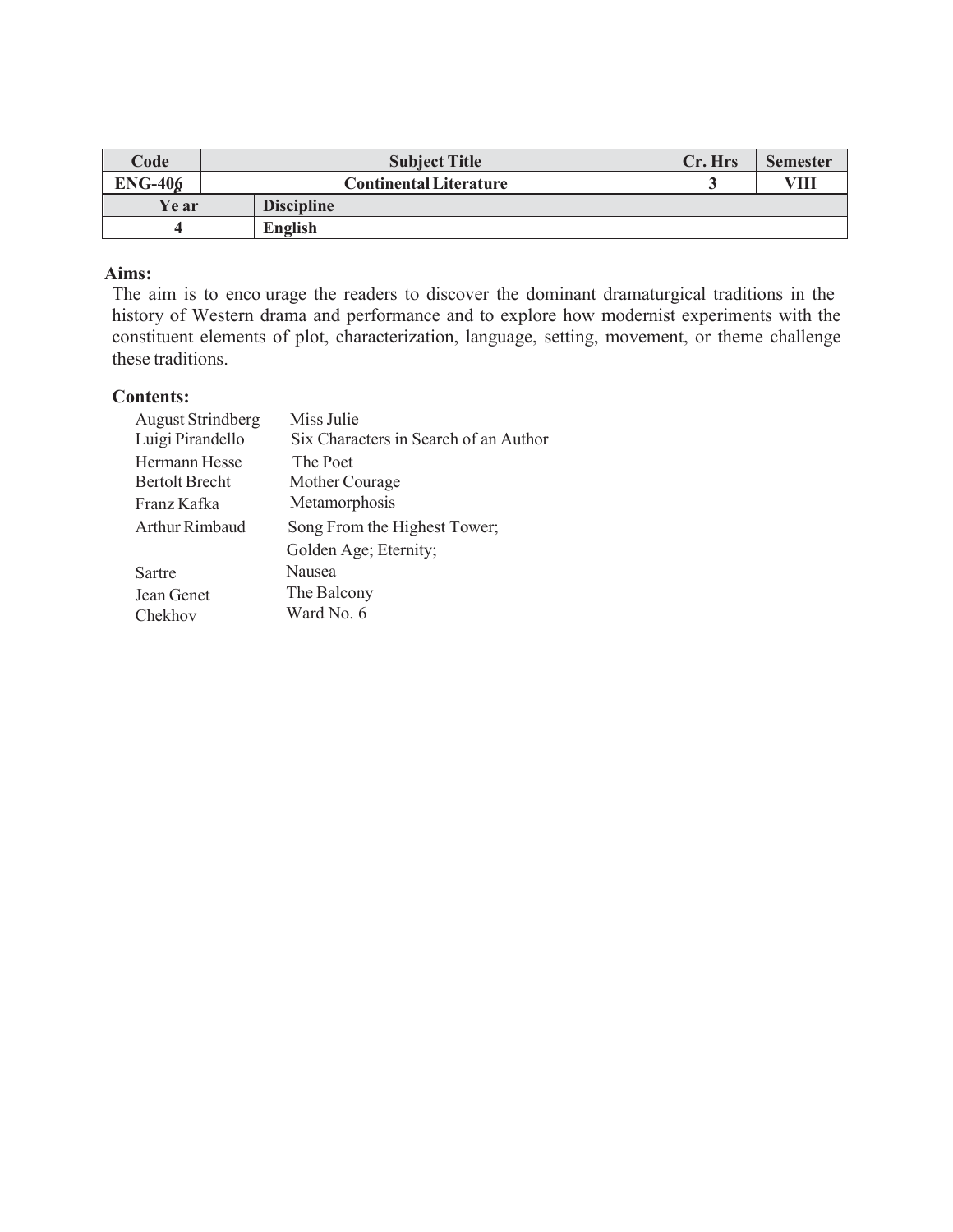| Code | Subject Title | Cr. Hrs | Semester |
|---|---|---|---|
| ENG-406 | Continental Literature | 3 | VIII |
| Year | Discipline | | |
| 4 | English | | |

**Aims:**

The aim is to encourage the readers to discover the dominant dramaturgical traditions in the history of Western drama and performance and to explore how modernist experiments with the constituent elements of plot, characterization, language, setting, movement, or theme challenge these traditions.

**Contents:**

| | |
|---|---|
| August Strindberg | Miss Julie |
| Luigi Pirandello | Six Characters in Search of an Author |
| Hermann Hesse | The Poet |
| Bertolt Brecht | Mother Courage |
| Franz Kafka | Metamorphosis |
| Arthur Rimbaud | Song From the Highest Tower; Golden Age; Eternity; |
| Sartre | Nausea |
| Jean Genet | The Balcony |
| Chekhov | Ward No. 6 |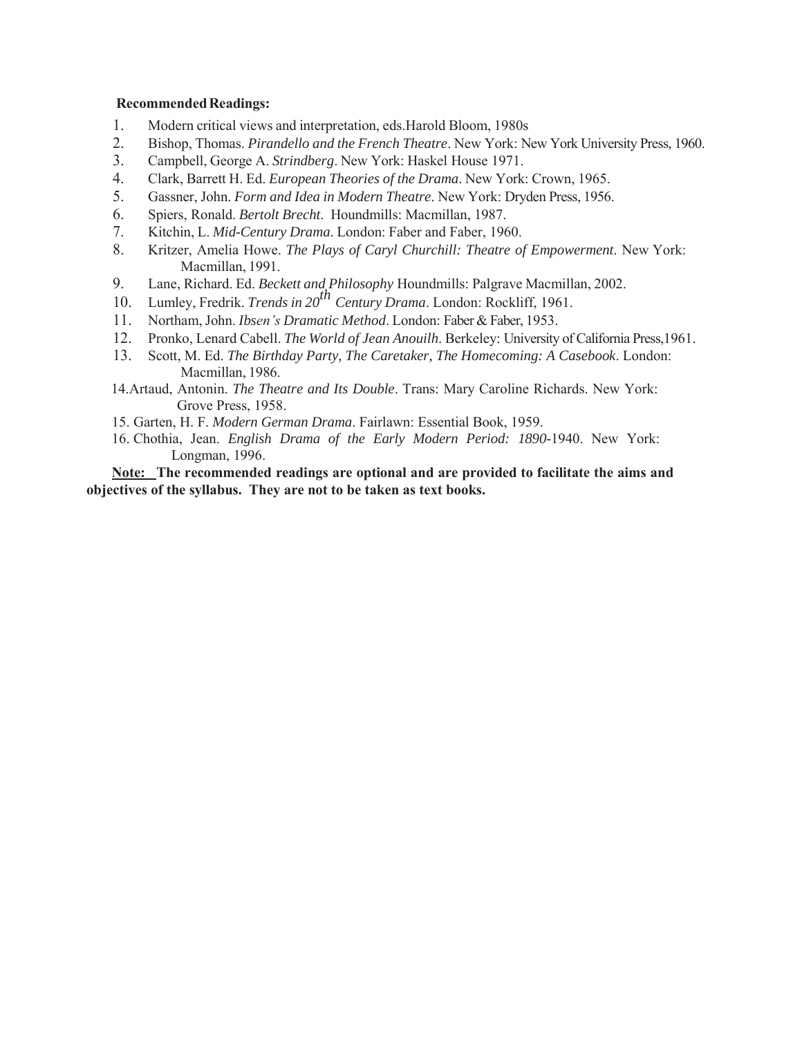**Recommended Readings:**

1. Modern critical views and interpretation, eds.Harold Bloom, 1980s
2. Bishop, Thomas. *Pirandello and the French Theatre*. New York: New York University Press, 1960.
3. Campbell, George A. *Strindberg*. New York: Haskel House 1971.
4. Clark, Barrett H. Ed. *European Theories of the Drama*. New York: Crown, 1965.
5. Gassner, John. *Form and Idea in Modern Theatre*. New York: Dryden Press, 1956.
6. Spiers, Ronald. *Bertolt Brecht*. Houndmills: Macmillan, 1987.
7. Kitchin, L. *Mid-Century Drama*. London: Faber and Faber, 1960.
8. Kritzer, Amelia Howe. *The Plays of Caryl Churchill: Theatre of Empowerment*. New York: Macmillan, 1991.
9. Lane, Richard. Ed. *Beckett and Philosophy* Houndmills: Palgrave Macmillan, 2002.
10. Lumley, Fredrik. *Trends in 20th Century Drama*. London: Rockliff, 1961.
11. Northam, John. *Ibsen's Dramatic Method*. London: Faber & Faber, 1953.
12. Pronko, Lenard Cabell. *The World of Jean Anouilh*. Berkeley: University of California Press,1961.
13. Scott, M. Ed. *The Birthday Party, The Caretaker, The Homecoming: A Casebook*. London: Macmillan, 1986.
14. Artaud, Antonin. *The Theatre and Its Double*. Trans: Mary Caroline Richards. New York: Grove Press, 1958.
15. Garten, H. F. *Modern German Drama*. Fairlawn: Essential Book, 1959.
16. Chothia, Jean. *English Drama of the Early Modern Period: 1890*-1940. New York: Longman, 1996.

**<u>Note:</u> The recommended readings are optional and are provided to facilitate the aims and objectives of the syllabus. They are not to be taken as text books.**